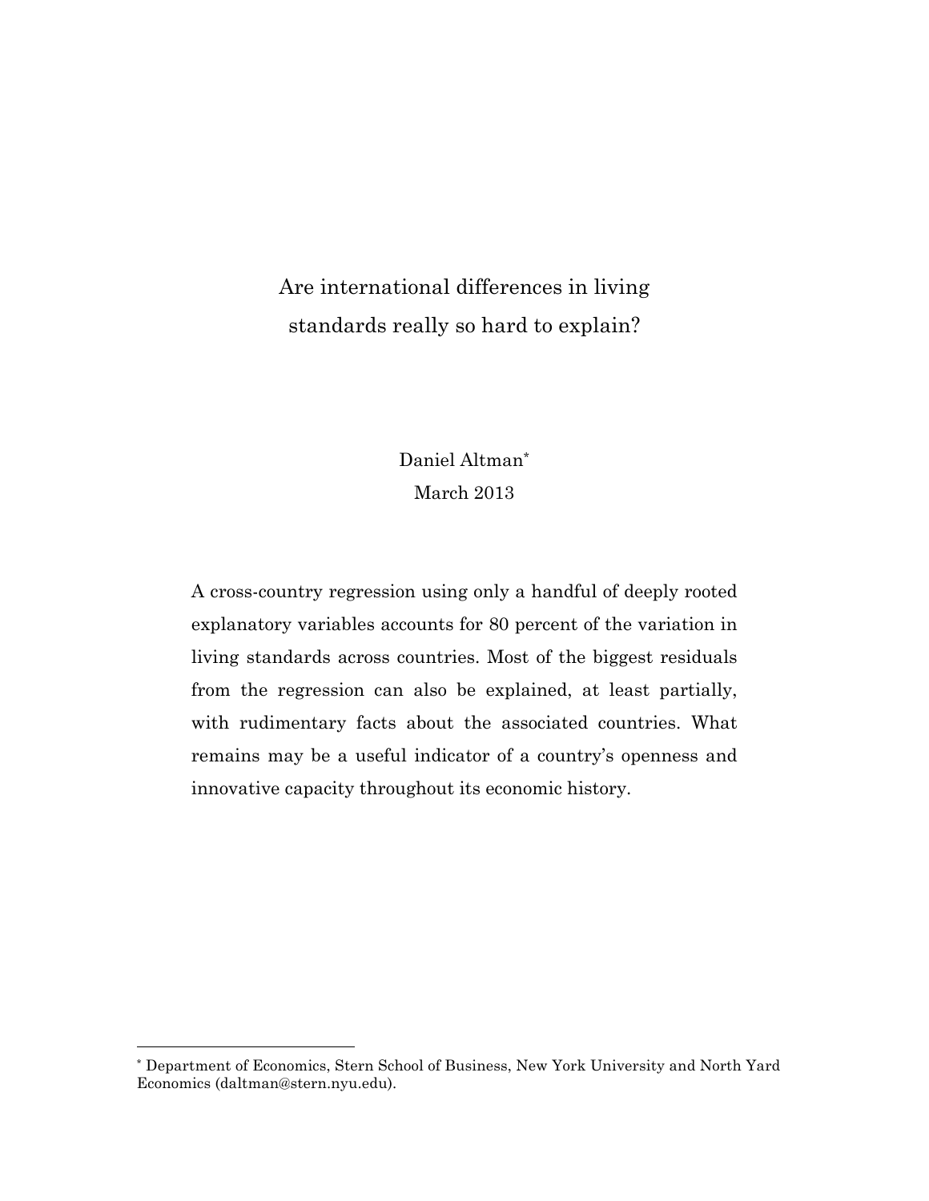# Are international differences in living standards really so hard to explain?

Daniel Altman[*]

March 2013

A cross-country regression using only a handful of deeply rooted explanatory variables accounts for 80 percent of the variation in living standards across countries. Most of the biggest residuals from the regression can also be explained, at least partially, with rudimentary facts about the associated countries. What remains may be a useful indicator of a country's openness and innovative capacity throughout its economic history.

---

[*] Department of Economics, Stern School of Business, New York University and North Yard Economics (daltman@stern.nyu.edu).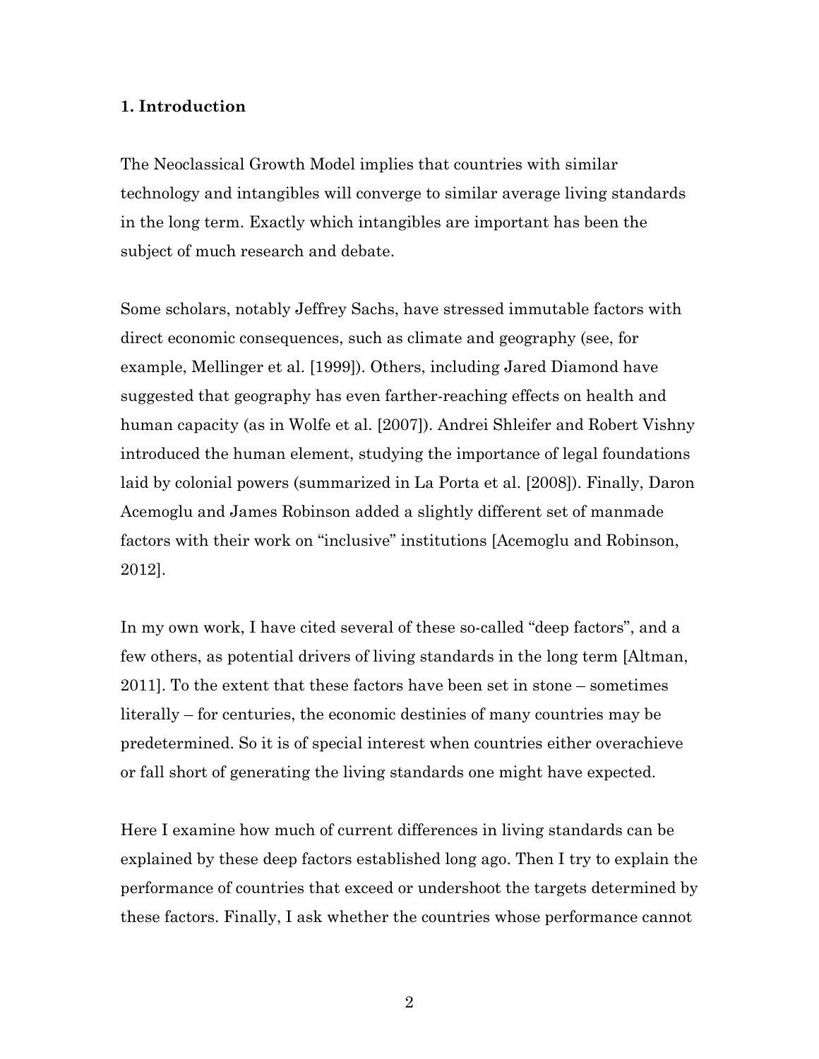## 1. Introduction

The Neoclassical Growth Model implies that countries with similar technology and intangibles will converge to similar average living standards in the long term. Exactly which intangibles are important has been the subject of much research and debate.

Some scholars, notably Jeffrey Sachs, have stressed immutable factors with direct economic consequences, such as climate and geography (see, for example, Mellinger et al. [1999]). Others, including Jared Diamond have suggested that geography has even farther-reaching effects on health and human capacity (as in Wolfe et al. [2007]). Andrei Shleifer and Robert Vishny introduced the human element, studying the importance of legal foundations laid by colonial powers (summarized in La Porta et al. [2008]). Finally, Daron Acemoglu and James Robinson added a slightly different set of manmade factors with their work on "inclusive" institutions [Acemoglu and Robinson, 2012].

In my own work, I have cited several of these so-called "deep factors", and a few others, as potential drivers of living standards in the long term [Altman, 2011]. To the extent that these factors have been set in stone – sometimes literally – for centuries, the economic destinies of many countries may be predetermined. So it is of special interest when countries either overachieve or fall short of generating the living standards one might have expected.

Here I examine how much of current differences in living standards can be explained by these deep factors established long ago. Then I try to explain the performance of countries that exceed or undershoot the targets determined by these factors. Finally, I ask whether the countries whose performance cannot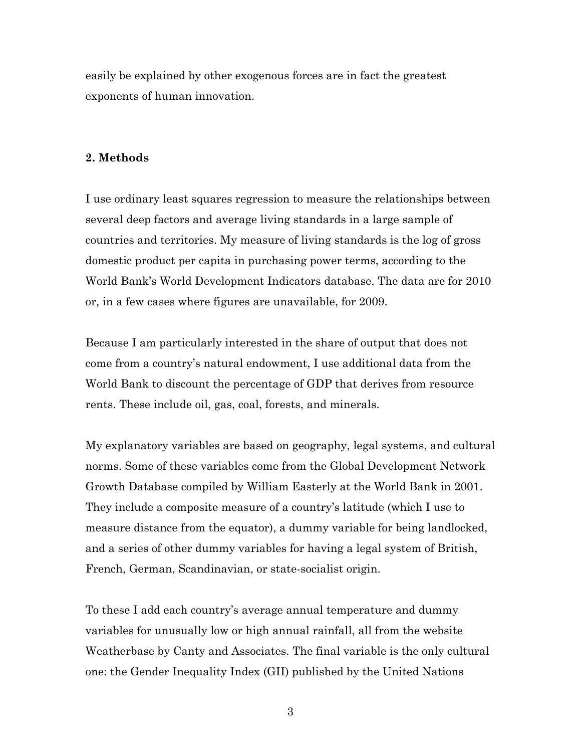easily be explained by other exogenous forces are in fact the greatest exponents of human innovation.

## 2. Methods

I use ordinary least squares regression to measure the relationships between several deep factors and average living standards in a large sample of countries and territories. My measure of living standards is the log of gross domestic product per capita in purchasing power terms, according to the World Bank's World Development Indicators database. The data are for 2010 or, in a few cases where figures are unavailable, for 2009.

Because I am particularly interested in the share of output that does not come from a country's natural endowment, I use additional data from the World Bank to discount the percentage of GDP that derives from resource rents. These include oil, gas, coal, forests, and minerals.

My explanatory variables are based on geography, legal systems, and cultural norms. Some of these variables come from the Global Development Network Growth Database compiled by William Easterly at the World Bank in 2001. They include a composite measure of a country's latitude (which I use to measure distance from the equator), a dummy variable for being landlocked, and a series of other dummy variables for having a legal system of British, French, German, Scandinavian, or state-socialist origin.

To these I add each country's average annual temperature and dummy variables for unusually low or high annual rainfall, all from the website Weatherbase by Canty and Associates. The final variable is the only cultural one: the Gender Inequality Index (GII) published by the United Nations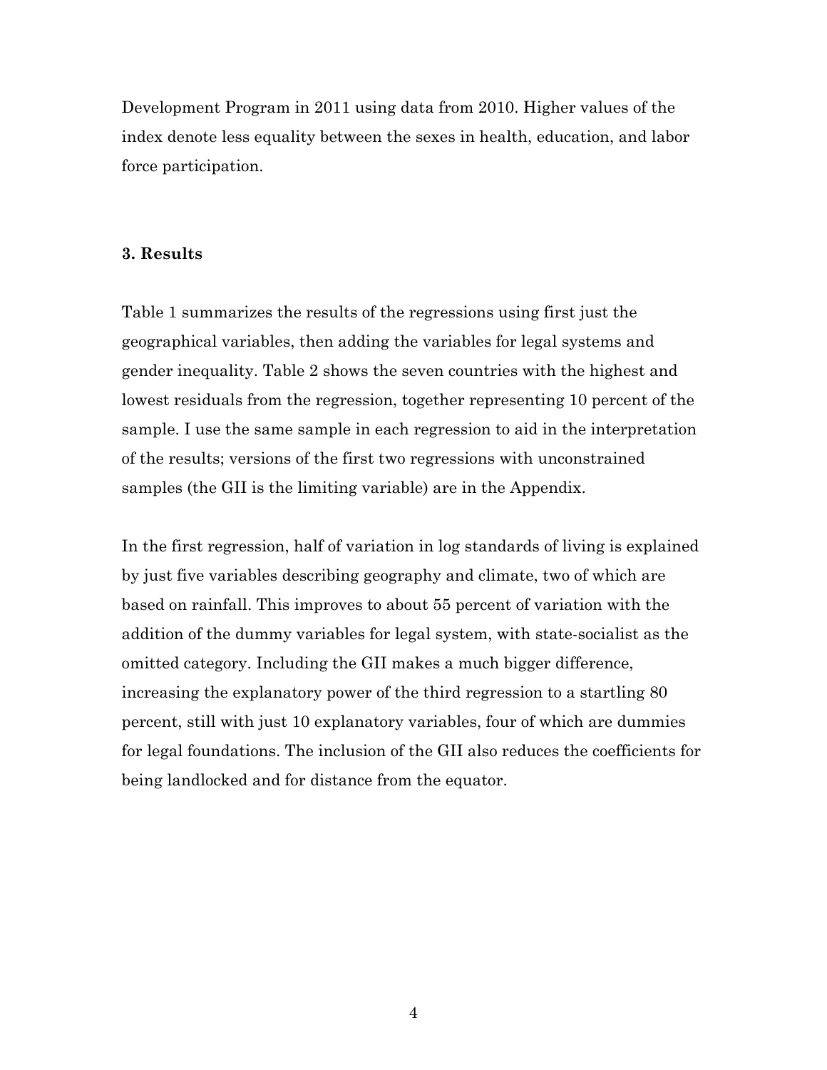Development Program in 2011 using data from 2010. Higher values of the index denote less equality between the sexes in health, education, and labor force participation.

### 3. Results

Table 1 summarizes the results of the regressions using first just the geographical variables, then adding the variables for legal systems and gender inequality. Table 2 shows the seven countries with the highest and lowest residuals from the regression, together representing 10 percent of the sample. I use the same sample in each regression to aid in the interpretation of the results; versions of the first two regressions with unconstrained samples (the GII is the limiting variable) are in the Appendix.

In the first regression, half of variation in log standards of living is explained by just five variables describing geography and climate, two of which are based on rainfall. This improves to about 55 percent of variation with the addition of the dummy variables for legal system, with state-socialist as the omitted category. Including the GII makes a much bigger difference, increasing the explanatory power of the third regression to a startling 80 percent, still with just 10 explanatory variables, four of which are dummies for legal foundations. The inclusion of the GII also reduces the coefficients for being landlocked and for distance from the equator.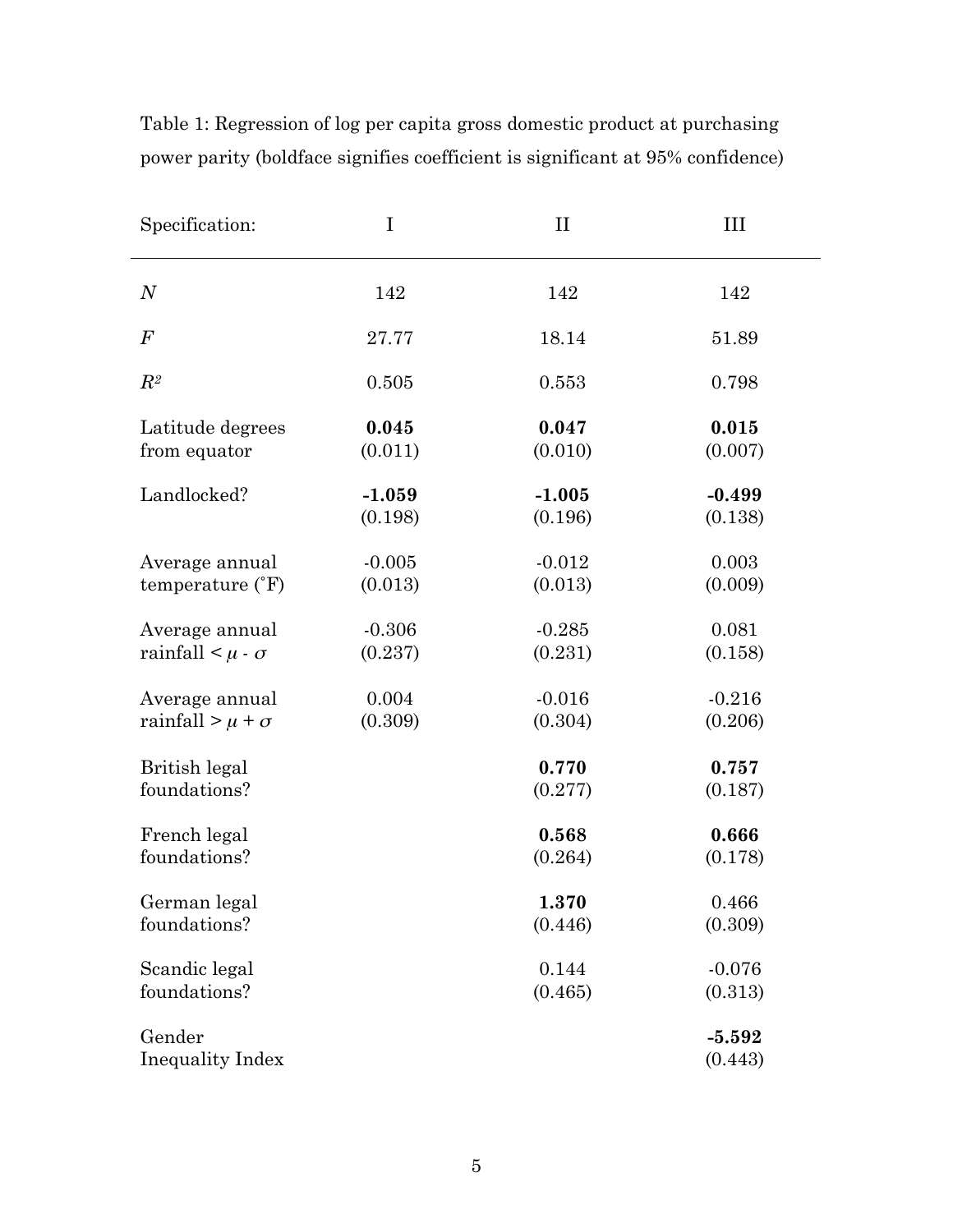Table 1: Regression of log per capita gross domestic product at purchasing power parity (boldface signifies coefficient is significant at 95% confidence)

| Specification: | I | II | III |
|---|---|---|---|
| $N$ | 142 | 142 | 142 |
| $F$ | 27.77 | 18.14 | 51.89 |
| $R^2$ | 0.505 | 0.553 | 0.798 |
| Latitude degrees from equator | **0.045** (0.011) | **0.047** (0.010) | **0.015** (0.007) |
| Landlocked? | **-1.059** (0.198) | **-1.005** (0.196) | **-0.499** (0.138) |
| Average annual temperature (˚F) | -0.005 (0.013) | -0.012 (0.013) | 0.003 (0.009) |
| Average annual rainfall $< \mu - \sigma$ | -0.306 (0.237) | -0.285 (0.231) | 0.081 (0.158) |
| Average annual rainfall $> \mu + \sigma$ | 0.004 (0.309) | -0.016 (0.304) | -0.216 (0.206) |
| British legal foundations? | | **0.770** (0.277) | **0.757** (0.187) |
| French legal foundations? | | **0.568** (0.264) | **0.666** (0.178) |
| German legal foundations? | | **1.370** (0.446) | 0.466 (0.309) |
| Scandic legal foundations? | | 0.144 (0.465) | -0.076 (0.313) |
| Gender Inequality Index | | | **-5.592** (0.443) |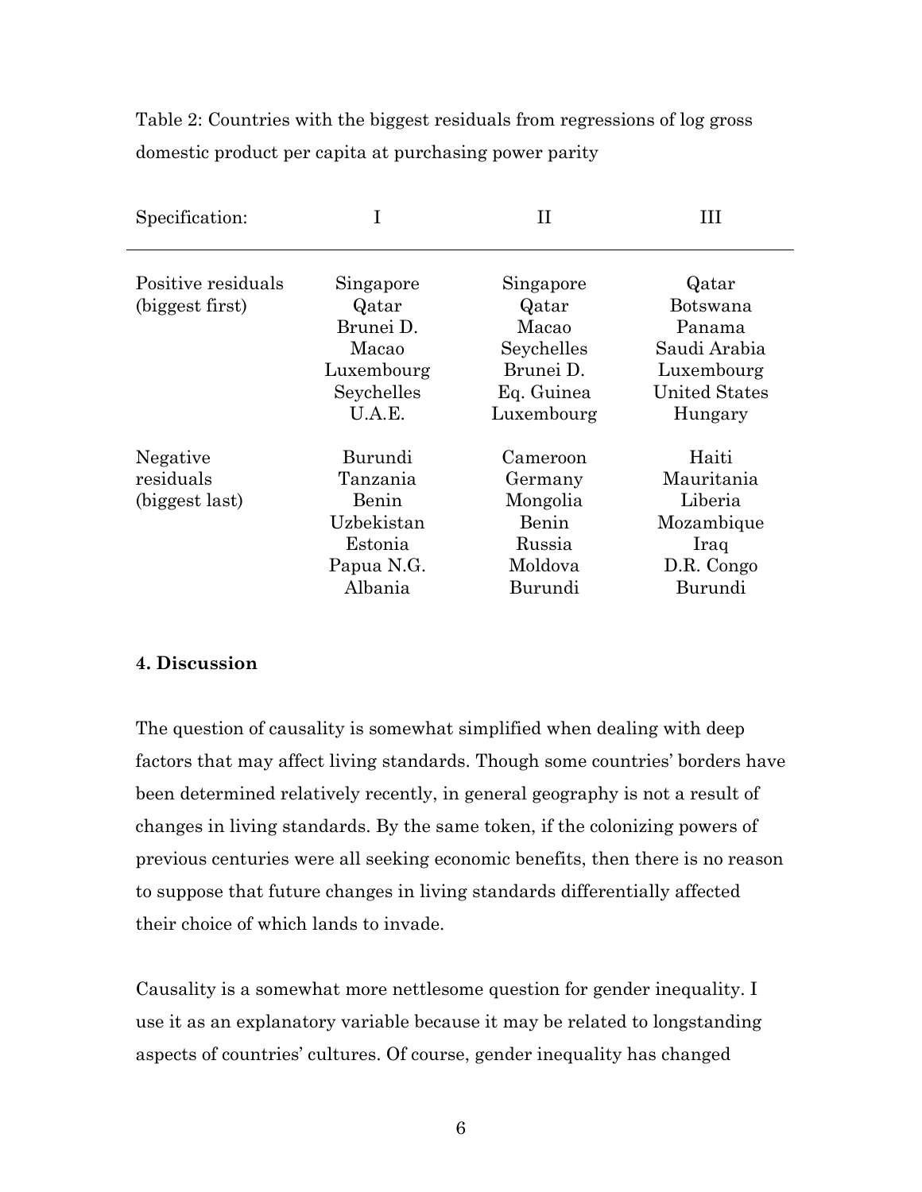Table 2: Countries with the biggest residuals from regressions of log gross domestic product per capita at purchasing power parity

| Specification: | I | II | III |
|---|---|---|---|
| Positive residuals (biggest first) | Singapore | Singapore | Qatar |
| | Qatar | Qatar | Botswana |
| | Brunei D. | Macao | Panama |
| | Macao | Seychelles | Saudi Arabia |
| | Luxembourg | Brunei D. | Luxembourg |
| | Seychelles | Eq. Guinea | United States |
| | U.A.E. | Luxembourg | Hungary |
| Negative residuals (biggest last) | Burundi | Cameroon | Haiti |
| | Tanzania | Germany | Mauritania |
| | Benin | Mongolia | Liberia |
| | Uzbekistan | Benin | Mozambique |
| | Estonia | Russia | Iraq |
| | Papua N.G. | Moldova | D.R. Congo |
| | Albania | Burundi | Burundi |

**4. Discussion**

The question of causality is somewhat simplified when dealing with deep factors that may affect living standards. Though some countries' borders have been determined relatively recently, in general geography is not a result of changes in living standards. By the same token, if the colonizing powers of previous centuries were all seeking economic benefits, then there is no reason to suppose that future changes in living standards differentially affected their choice of which lands to invade.

Causality is a somewhat more nettlesome question for gender inequality. I use it as an explanatory variable because it may be related to longstanding aspects of countries' cultures. Of course, gender inequality has changed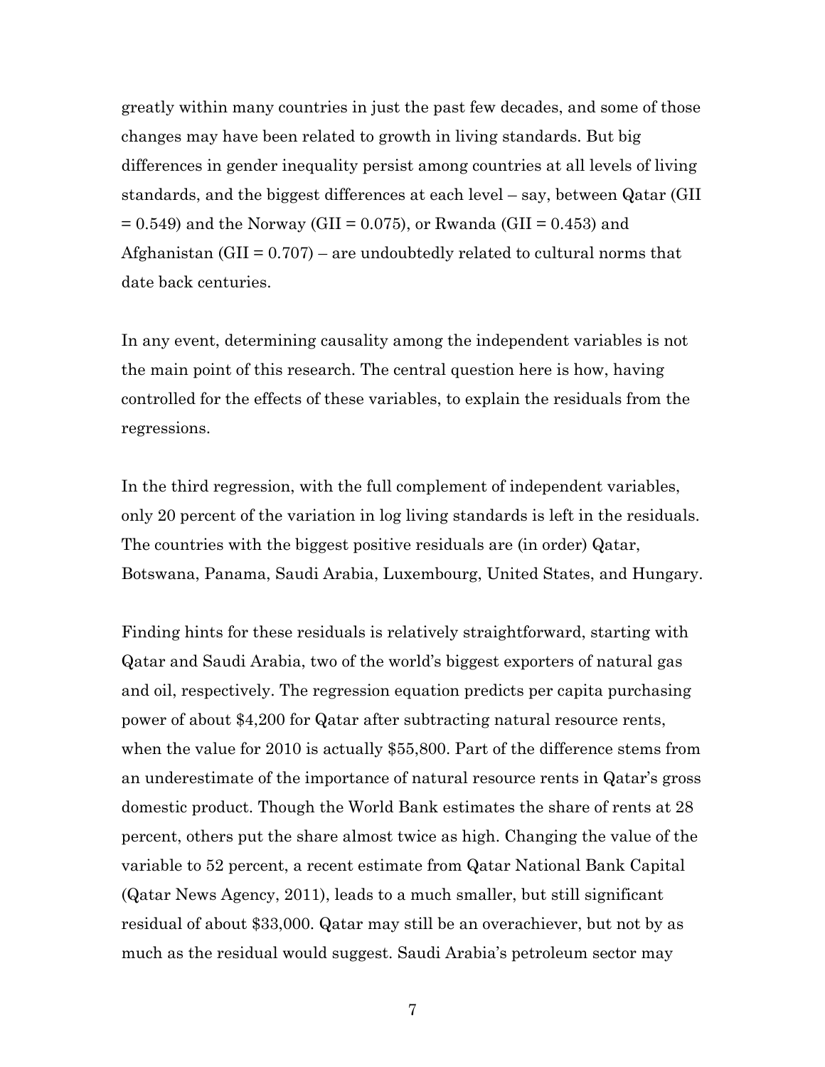greatly within many countries in just the past few decades, and some of those changes may have been related to growth in living standards. But big differences in gender inequality persist among countries at all levels of living standards, and the biggest differences at each level – say, between Qatar (GII = 0.549) and the Norway (GII = 0.075), or Rwanda (GII = 0.453) and Afghanistan (GII = 0.707) – are undoubtedly related to cultural norms that date back centuries.

In any event, determining causality among the independent variables is not the main point of this research. The central question here is how, having controlled for the effects of these variables, to explain the residuals from the regressions.

In the third regression, with the full complement of independent variables, only 20 percent of the variation in log living standards is left in the residuals. The countries with the biggest positive residuals are (in order) Qatar, Botswana, Panama, Saudi Arabia, Luxembourg, United States, and Hungary.

Finding hints for these residuals is relatively straightforward, starting with Qatar and Saudi Arabia, two of the world's biggest exporters of natural gas and oil, respectively. The regression equation predicts per capita purchasing power of about $4,200 for Qatar after subtracting natural resource rents, when the value for 2010 is actually $55,800. Part of the difference stems from an underestimate of the importance of natural resource rents in Qatar's gross domestic product. Though the World Bank estimates the share of rents at 28 percent, others put the share almost twice as high. Changing the value of the variable to 52 percent, a recent estimate from Qatar National Bank Capital (Qatar News Agency, 2011), leads to a much smaller, but still significant residual of about $33,000. Qatar may still be an overachiever, but not by as much as the residual would suggest. Saudi Arabia's petroleum sector may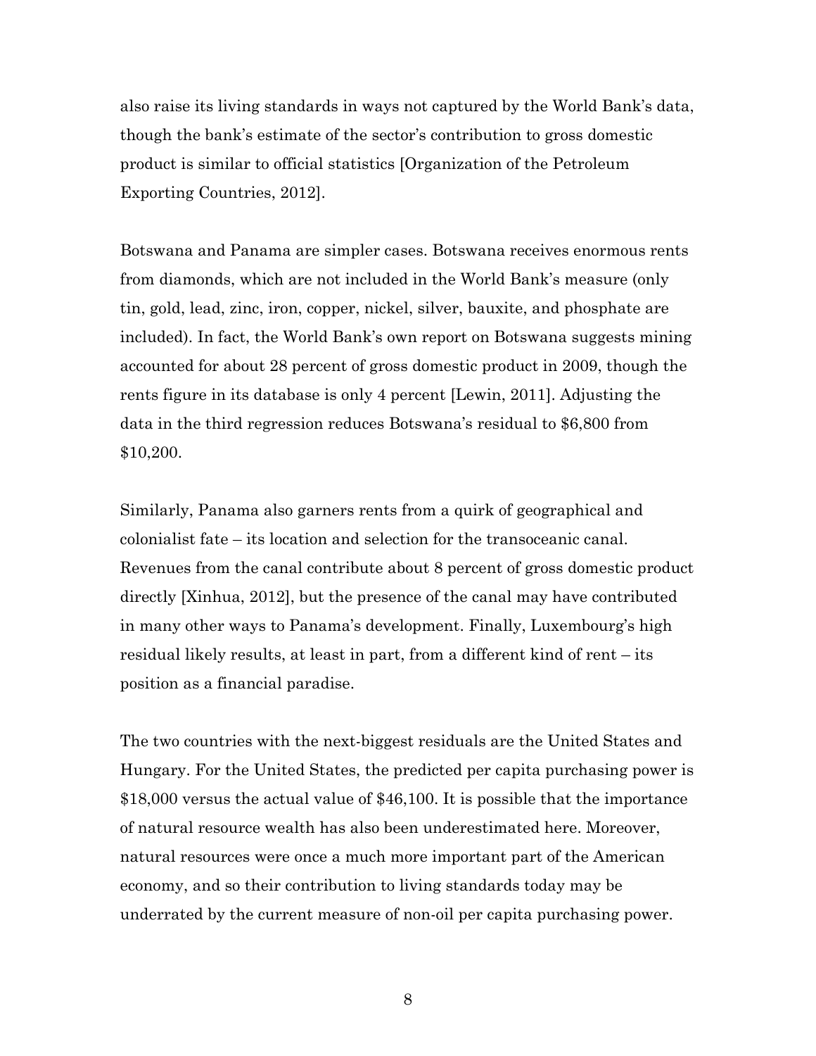also raise its living standards in ways not captured by the World Bank's data, though the bank's estimate of the sector's contribution to gross domestic product is similar to official statistics [Organization of the Petroleum Exporting Countries, 2012].

Botswana and Panama are simpler cases. Botswana receives enormous rents from diamonds, which are not included in the World Bank's measure (only tin, gold, lead, zinc, iron, copper, nickel, silver, bauxite, and phosphate are included). In fact, the World Bank's own report on Botswana suggests mining accounted for about 28 percent of gross domestic product in 2009, though the rents figure in its database is only 4 percent [Lewin, 2011]. Adjusting the data in the third regression reduces Botswana's residual to $6,800 from $10,200.

Similarly, Panama also garners rents from a quirk of geographical and colonialist fate – its location and selection for the transoceanic canal. Revenues from the canal contribute about 8 percent of gross domestic product directly [Xinhua, 2012], but the presence of the canal may have contributed in many other ways to Panama's development. Finally, Luxembourg's high residual likely results, at least in part, from a different kind of rent – its position as a financial paradise.

The two countries with the next-biggest residuals are the United States and Hungary. For the United States, the predicted per capita purchasing power is $18,000 versus the actual value of $46,100. It is possible that the importance of natural resource wealth has also been underestimated here. Moreover, natural resources were once a much more important part of the American economy, and so their contribution to living standards today may be underrated by the current measure of non-oil per capita purchasing power.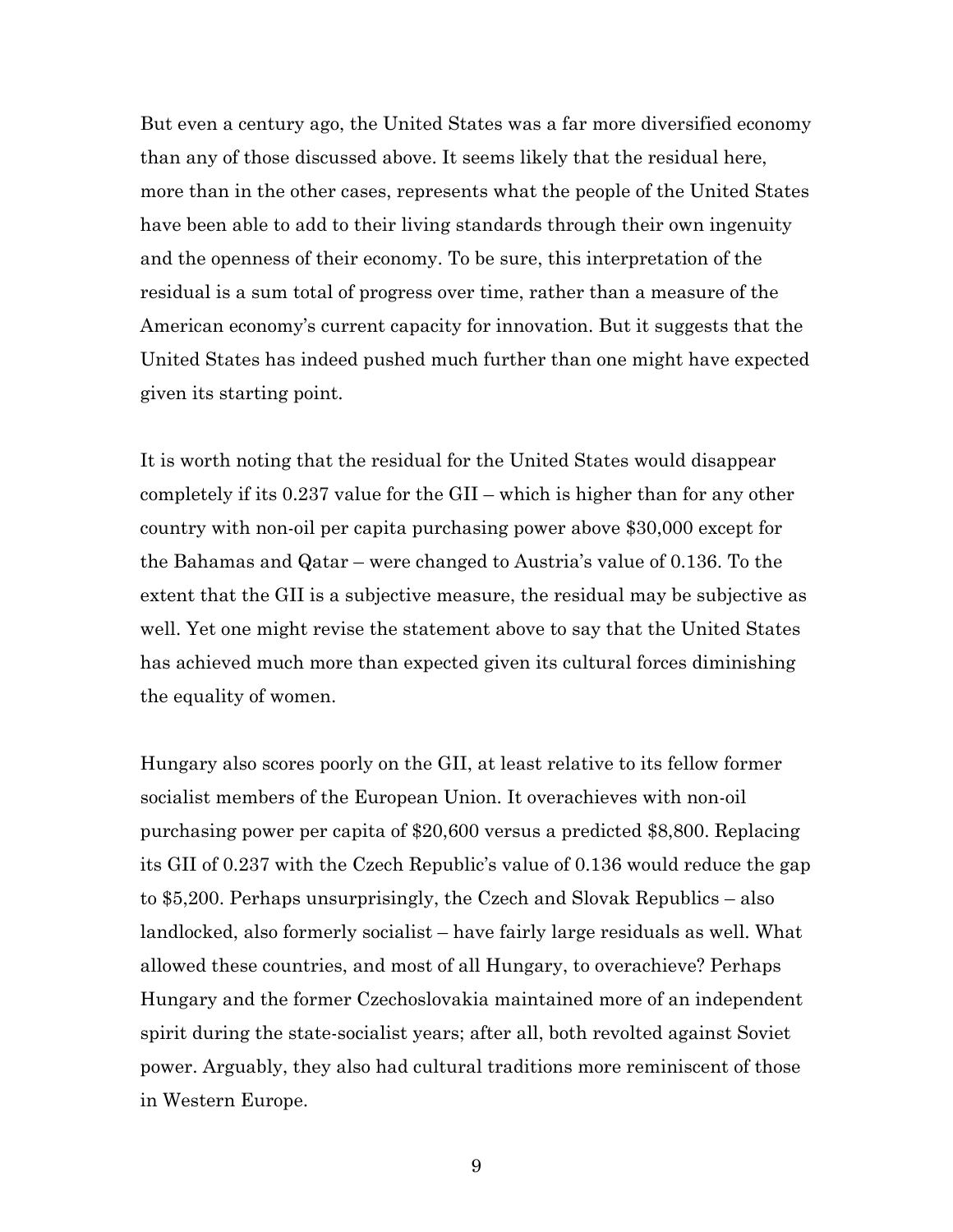But even a century ago, the United States was a far more diversified economy than any of those discussed above. It seems likely that the residual here, more than in the other cases, represents what the people of the United States have been able to add to their living standards through their own ingenuity and the openness of their economy. To be sure, this interpretation of the residual is a sum total of progress over time, rather than a measure of the American economy's current capacity for innovation. But it suggests that the United States has indeed pushed much further than one might have expected given its starting point.

It is worth noting that the residual for the United States would disappear completely if its 0.237 value for the GII – which is higher than for any other country with non-oil per capita purchasing power above $30,000 except for the Bahamas and Qatar – were changed to Austria's value of 0.136. To the extent that the GII is a subjective measure, the residual may be subjective as well. Yet one might revise the statement above to say that the United States has achieved much more than expected given its cultural forces diminishing the equality of women.

Hungary also scores poorly on the GII, at least relative to its fellow former socialist members of the European Union. It overachieves with non-oil purchasing power per capita of $20,600 versus a predicted $8,800. Replacing its GII of 0.237 with the Czech Republic's value of 0.136 would reduce the gap to $5,200. Perhaps unsurprisingly, the Czech and Slovak Republics – also landlocked, also formerly socialist – have fairly large residuals as well. What allowed these countries, and most of all Hungary, to overachieve? Perhaps Hungary and the former Czechoslovakia maintained more of an independent spirit during the state-socialist years; after all, both revolted against Soviet power. Arguably, they also had cultural traditions more reminiscent of those in Western Europe.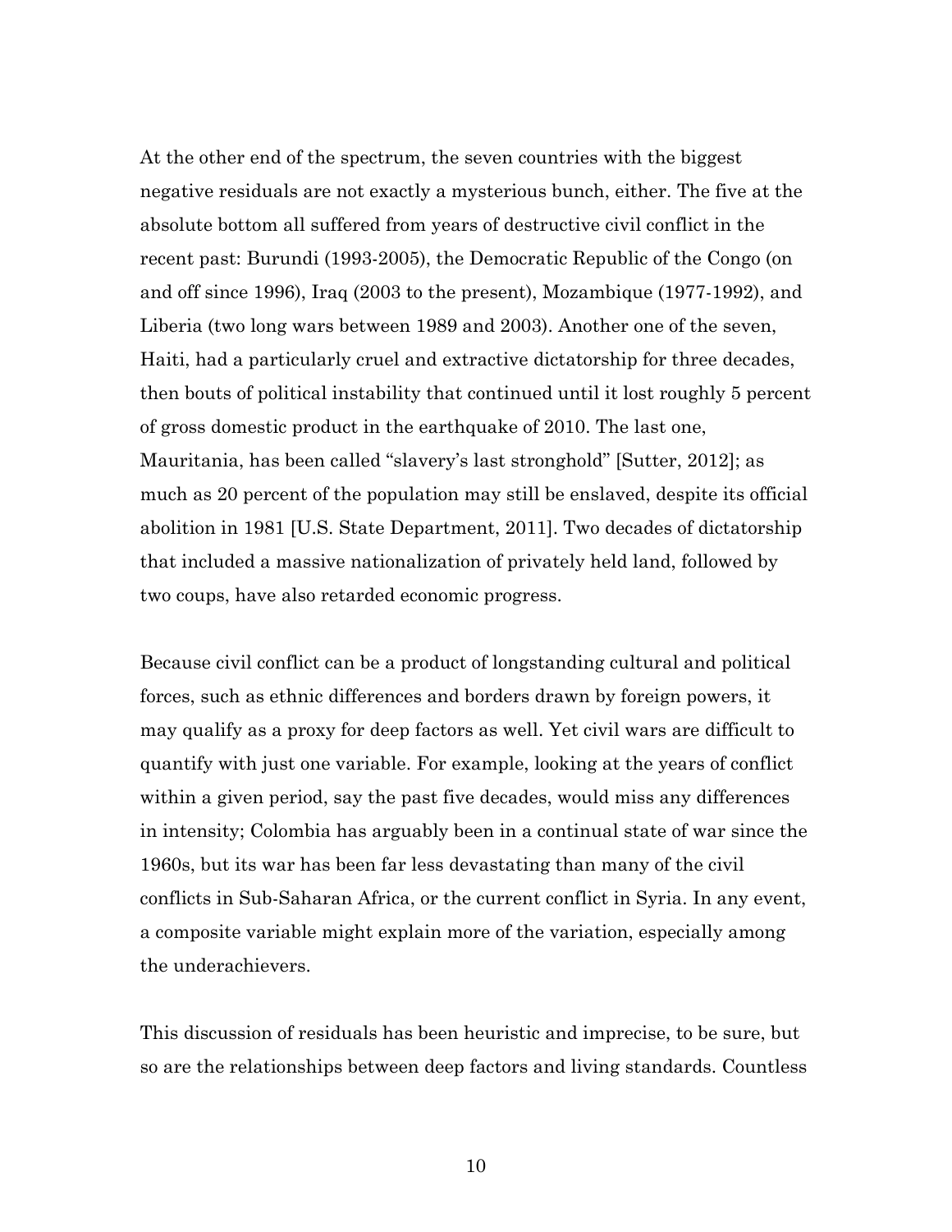At the other end of the spectrum, the seven countries with the biggest negative residuals are not exactly a mysterious bunch, either. The five at the absolute bottom all suffered from years of destructive civil conflict in the recent past: Burundi (1993-2005), the Democratic Republic of the Congo (on and off since 1996), Iraq (2003 to the present), Mozambique (1977-1992), and Liberia (two long wars between 1989 and 2003). Another one of the seven, Haiti, had a particularly cruel and extractive dictatorship for three decades, then bouts of political instability that continued until it lost roughly 5 percent of gross domestic product in the earthquake of 2010. The last one, Mauritania, has been called "slavery's last stronghold" [Sutter, 2012]; as much as 20 percent of the population may still be enslaved, despite its official abolition in 1981 [U.S. State Department, 2011]. Two decades of dictatorship that included a massive nationalization of privately held land, followed by two coups, have also retarded economic progress.

Because civil conflict can be a product of longstanding cultural and political forces, such as ethnic differences and borders drawn by foreign powers, it may qualify as a proxy for deep factors as well. Yet civil wars are difficult to quantify with just one variable. For example, looking at the years of conflict within a given period, say the past five decades, would miss any differences in intensity; Colombia has arguably been in a continual state of war since the 1960s, but its war has been far less devastating than many of the civil conflicts in Sub-Saharan Africa, or the current conflict in Syria. In any event, a composite variable might explain more of the variation, especially among the underachievers.

This discussion of residuals has been heuristic and imprecise, to be sure, but so are the relationships between deep factors and living standards. Countless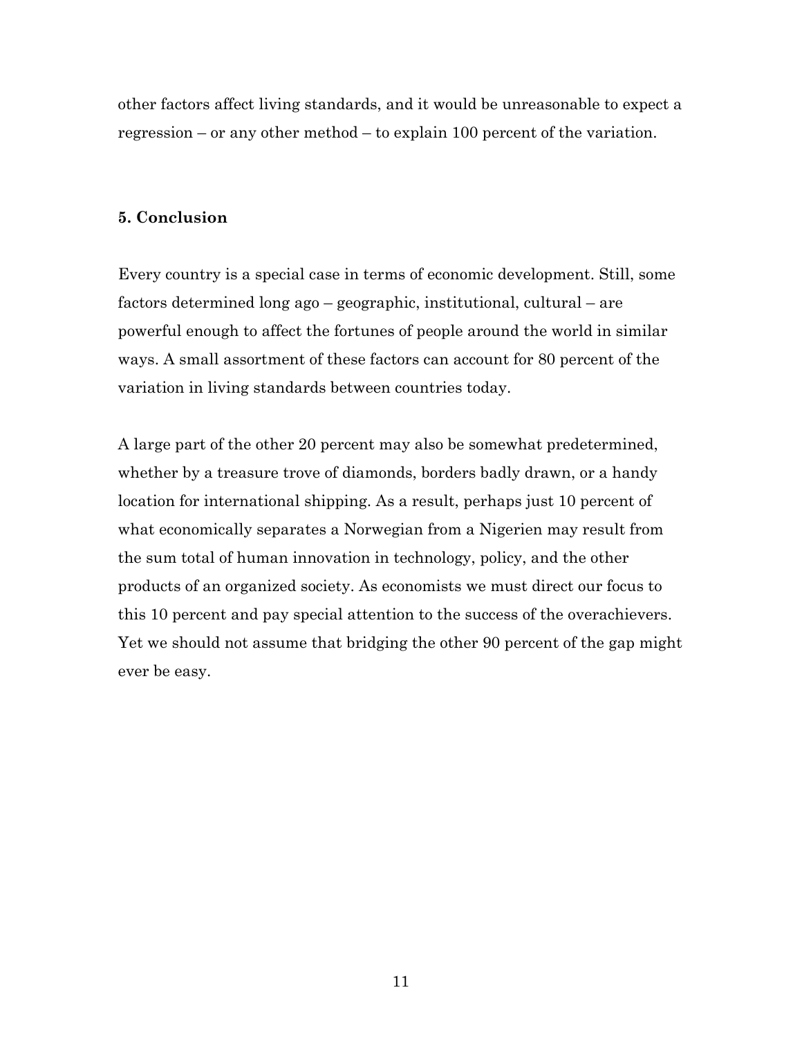other factors affect living standards, and it would be unreasonable to expect a regression – or any other method – to explain 100 percent of the variation.

## 5. Conclusion

Every country is a special case in terms of economic development. Still, some factors determined long ago – geographic, institutional, cultural – are powerful enough to affect the fortunes of people around the world in similar ways. A small assortment of these factors can account for 80 percent of the variation in living standards between countries today.

A large part of the other 20 percent may also be somewhat predetermined, whether by a treasure trove of diamonds, borders badly drawn, or a handy location for international shipping. As a result, perhaps just 10 percent of what economically separates a Norwegian from a Nigerien may result from the sum total of human innovation in technology, policy, and the other products of an organized society. As economists we must direct our focus to this 10 percent and pay special attention to the success of the overachievers. Yet we should not assume that bridging the other 90 percent of the gap might ever be easy.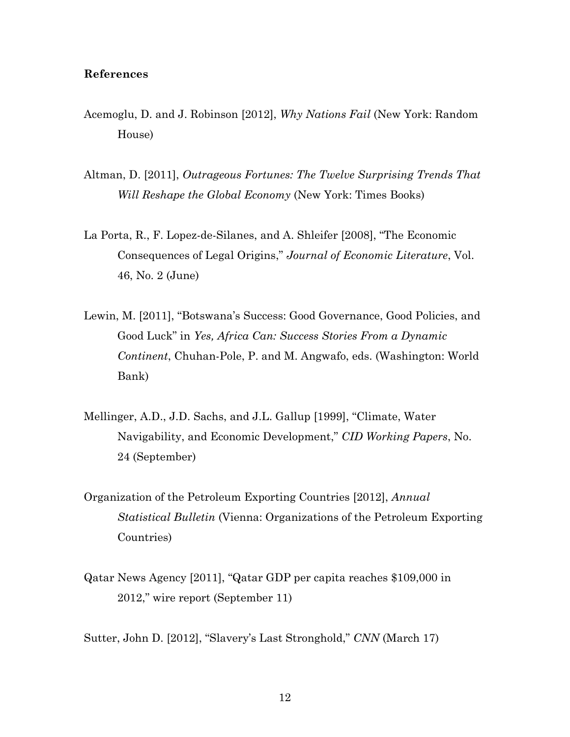**References**

Acemoglu, D. and J. Robinson [2012], *Why Nations Fail* (New York: Random House)

Altman, D. [2011], *Outrageous Fortunes: The Twelve Surprising Trends That Will Reshape the Global Economy* (New York: Times Books)

La Porta, R., F. Lopez-de-Silanes, and A. Shleifer [2008], "The Economic Consequences of Legal Origins," *Journal of Economic Literature*, Vol. 46, No. 2 (June)

Lewin, M. [2011], "Botswana's Success: Good Governance, Good Policies, and Good Luck" in *Yes, Africa Can: Success Stories From a Dynamic Continent*, Chuhan-Pole, P. and M. Angwafo, eds. (Washington: World Bank)

Mellinger, A.D., J.D. Sachs, and J.L. Gallup [1999], "Climate, Water Navigability, and Economic Development," *CID Working Papers*, No. 24 (September)

Organization of the Petroleum Exporting Countries [2012], *Annual Statistical Bulletin* (Vienna: Organizations of the Petroleum Exporting Countries)

Qatar News Agency [2011], "Qatar GDP per capita reaches $109,000 in 2012," wire report (September 11)

Sutter, John D. [2012], "Slavery's Last Stronghold," *CNN* (March 17)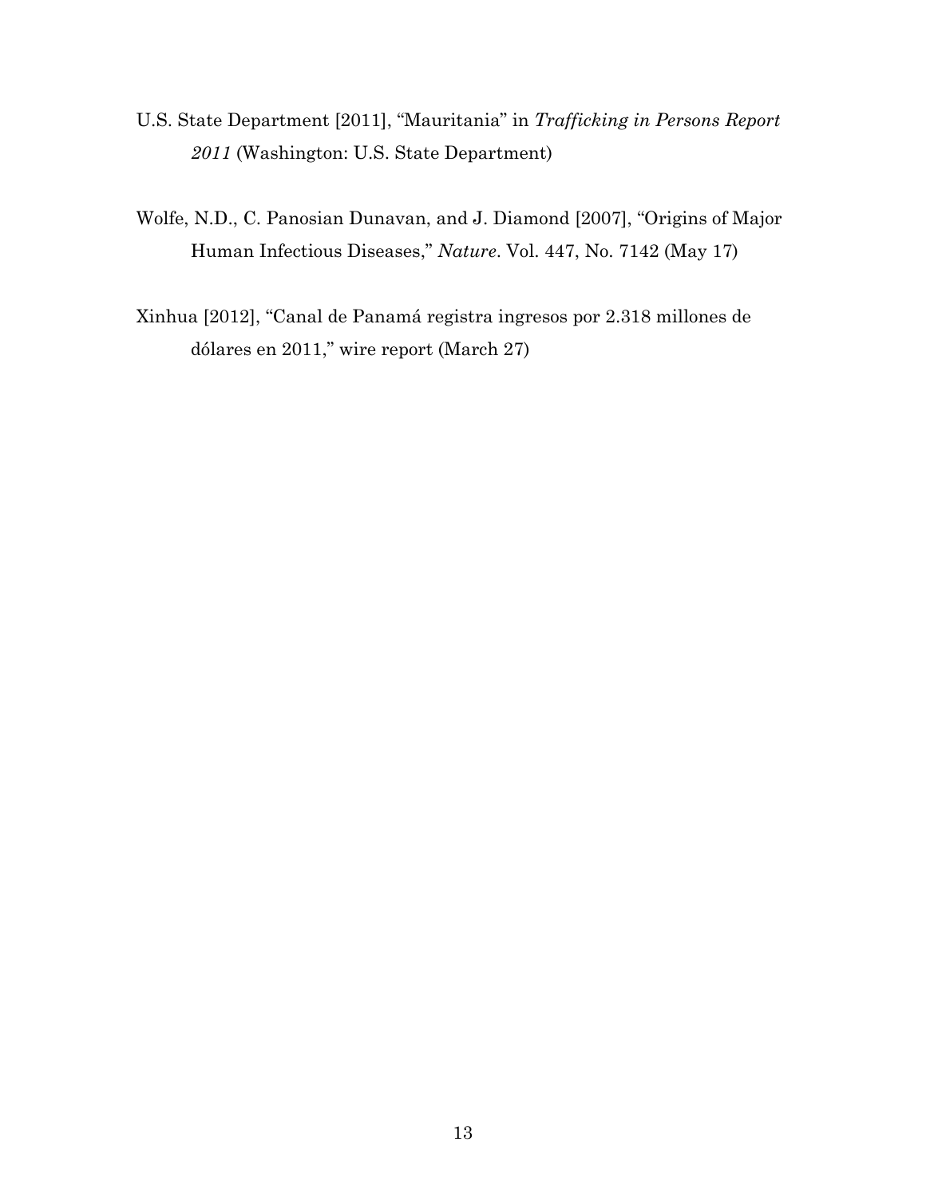U.S. State Department [2011], "Mauritania" in *Trafficking in Persons Report 2011* (Washington: U.S. State Department)

Wolfe, N.D., C. Panosian Dunavan, and J. Diamond [2007], "Origins of Major Human Infectious Diseases," *Nature*. Vol. 447, No. 7142 (May 17)

Xinhua [2012], "Canal de Panamá registra ingresos por 2.318 millones de dólares en 2011," wire report (March 27)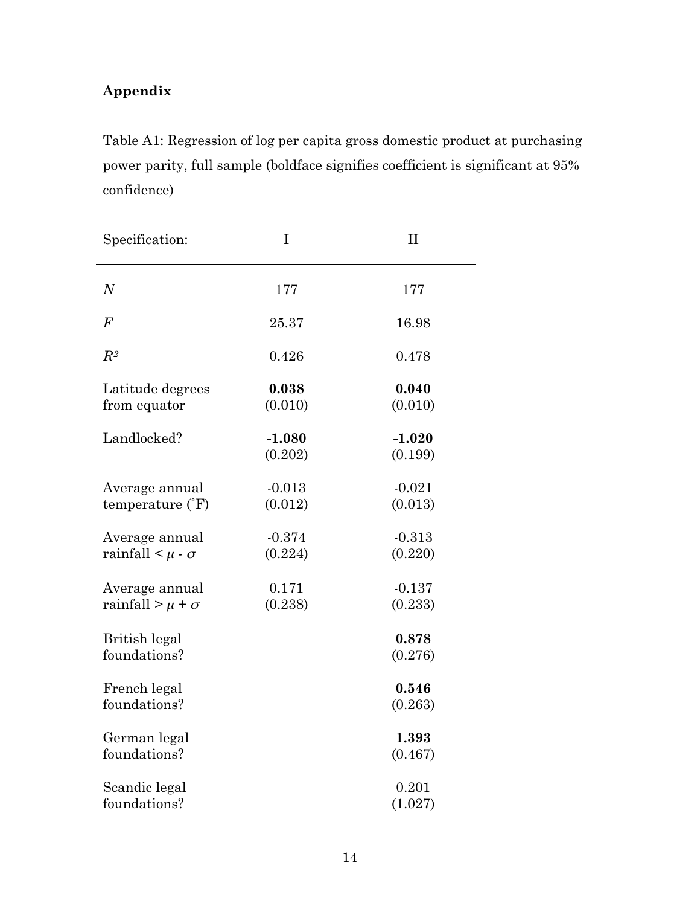## Appendix

Table A1: Regression of log per capita gross domestic product at purchasing power parity, full sample (boldface signifies coefficient is significant at 95% confidence)

| Specification: | I | II |
|---|---|---|
| $N$ | 177 | 177 |
| $F$ | 25.37 | 16.98 |
| $R^2$ | 0.426 | 0.478 |
| Latitude degrees from equator | **0.038** (0.010) | **0.040** (0.010) |
| Landlocked? | **-1.080** (0.202) | **-1.020** (0.199) |
| Average annual temperature (˚F) | -0.013 (0.012) | -0.021 (0.013) |
| Average annual rainfall < $\mu$ - $\sigma$ | -0.374 (0.224) | -0.313 (0.220) |
| Average annual rainfall > $\mu$ + $\sigma$ | 0.171 (0.238) | -0.137 (0.233) |
| British legal foundations? | | **0.878** (0.276) |
| French legal foundations? | | **0.546** (0.263) |
| German legal foundations? | | **1.393** (0.467) |
| Scandic legal foundations? | | 0.201 (1.027) |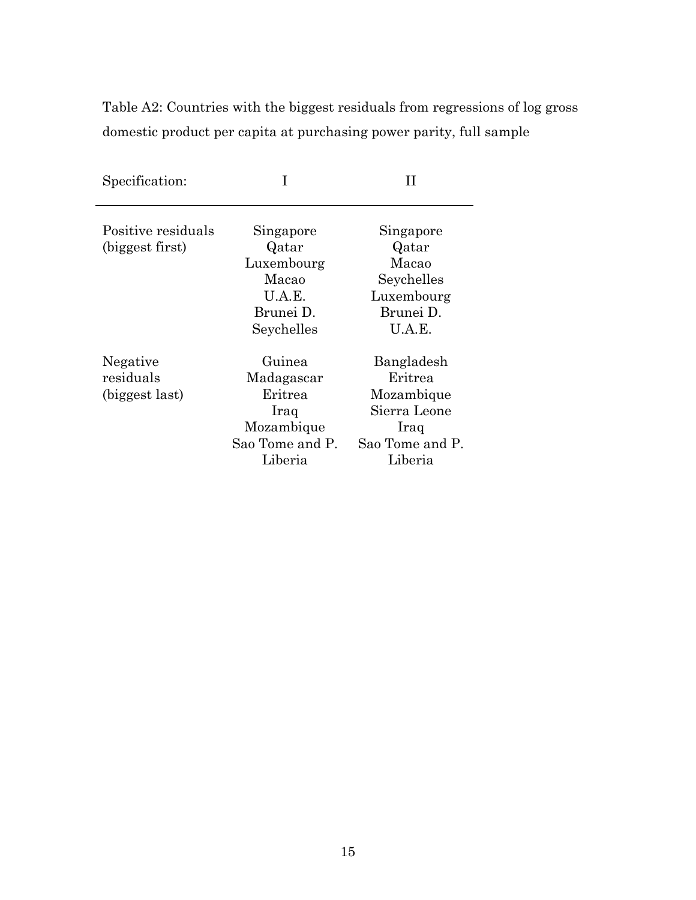Table A2: Countries with the biggest residuals from regressions of log gross domestic product per capita at purchasing power parity, full sample

| Specification: | I | II |
|---|---|---|
| Positive residuals (biggest first) | Singapore | Singapore |
| | Qatar | Qatar |
| | Luxembourg | Macao |
| | Macao | Seychelles |
| | U.A.E. | Luxembourg |
| | Brunei D. | Brunei D. |
| | Seychelles | U.A.E. |
| Negative residuals (biggest last) | Guinea | Bangladesh |
| | Madagascar | Eritrea |
| | Eritrea | Mozambique |
| | Iraq | Sierra Leone |
| | Mozambique | Iraq |
| | Sao Tome and P. | Sao Tome and P. |
| | Liberia | Liberia |